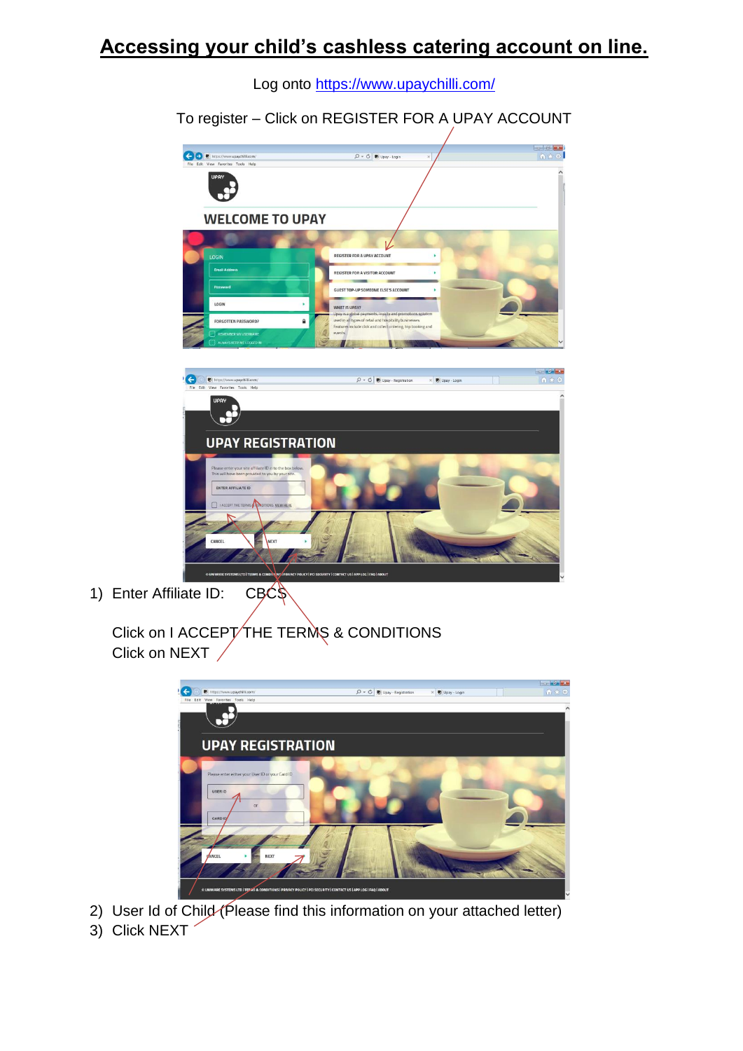# Accessing your child's cashless catering account on line.

Log onto https://www.upaychilli.com/

To register – Click on REGISTER FOR A UPAY ACCOUNT

1) Enter Affiliate ID: CBCS

   Click on I ACCEPT THE TERMS & CONDITIONS
   Click on NEXT

2) User Id of Child (Please find this information on your attached letter)
3) Click NEXT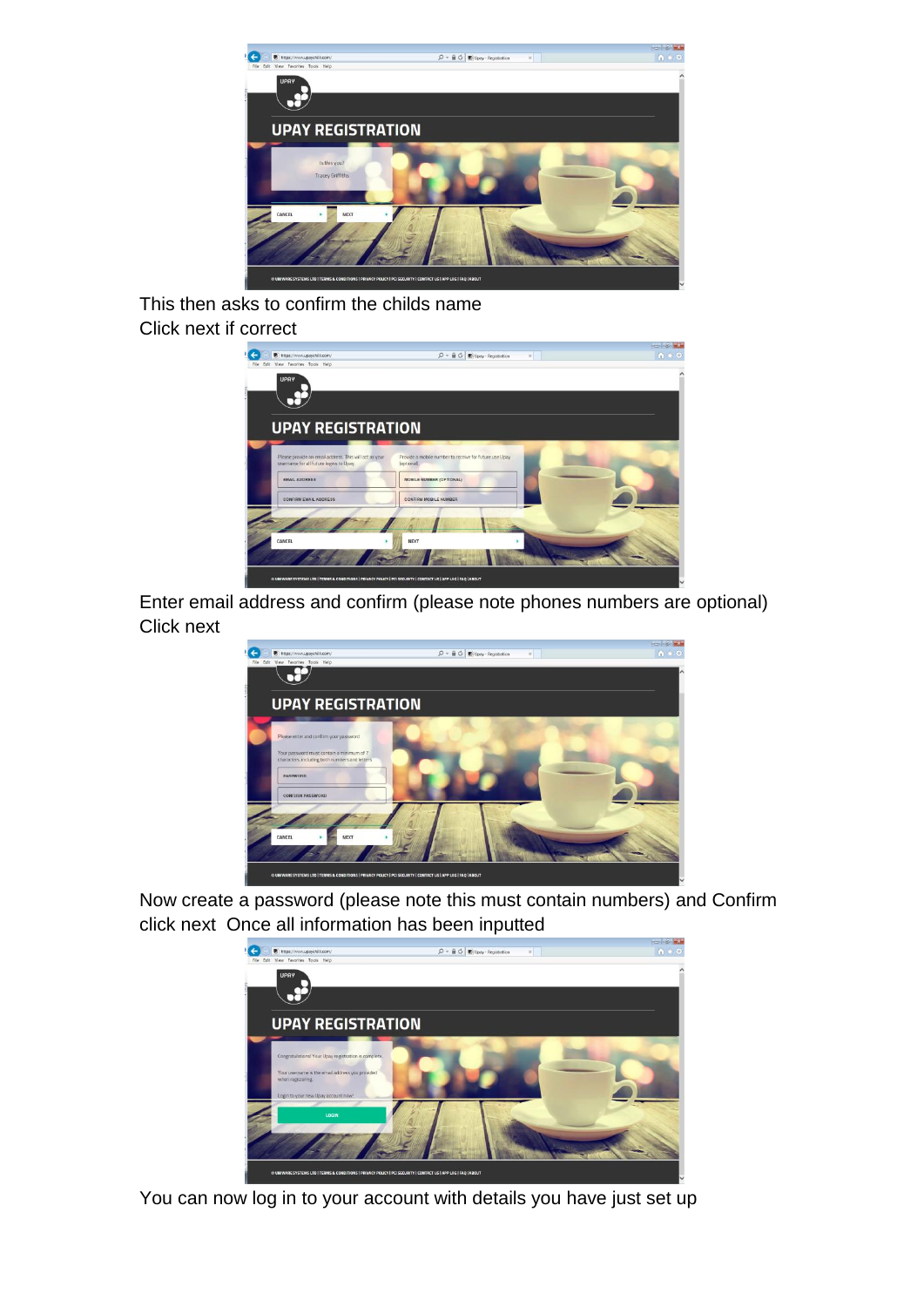This then asks to confirm the childs name
Click next if correct

Enter email address and confirm (please note phones numbers are optional)
Click next

Now create a password (please note this must contain numbers) and Confirm
click next  Once all information has been inputted

You can now log in to your account with details you have just set up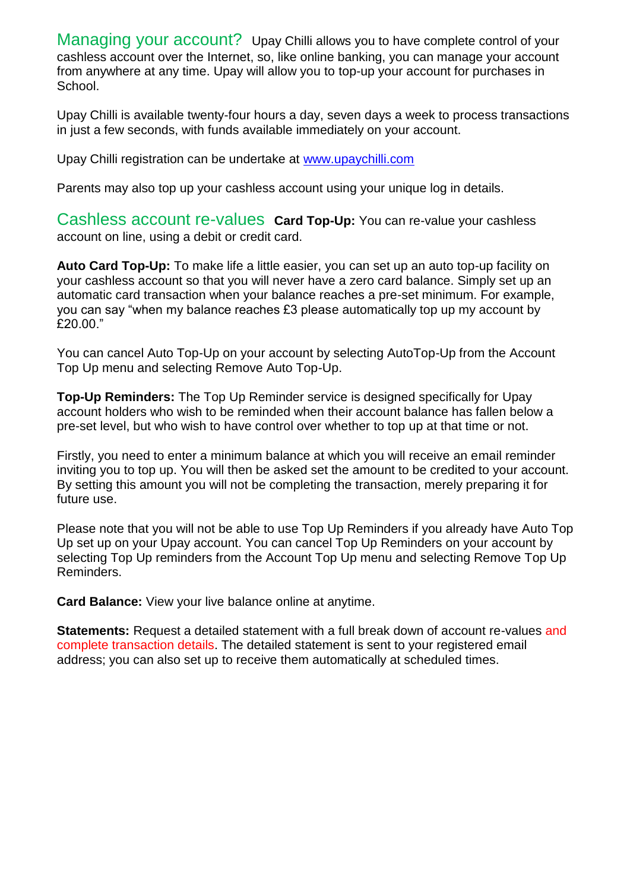## Managing your account?

Upay Chilli allows you to have complete control of your cashless account over the Internet, so, like online banking, you can manage your account from anywhere at any time. Upay will allow you to top-up your account for purchases in School.

Upay Chilli is available twenty-four hours a day, seven days a week to process transactions in just a few seconds, with funds available immediately on your account.

Upay Chilli registration can be undertake at [www.upaychilli.com](http://www.upaychilli.com)

Parents may also top up your cashless account using your unique log in details.

## Cashless account re-values

**Card Top-Up:** You can re-value your cashless account on line, using a debit or credit card.

**Auto Card Top-Up:** To make life a little easier, you can set up an auto top-up facility on your cashless account so that you will never have a zero card balance. Simply set up an automatic card transaction when your balance reaches a pre-set minimum. For example, you can say "when my balance reaches £3 please automatically top up my account by £20.00."

You can cancel Auto Top-Up on your account by selecting AutoTop-Up from the Account Top Up menu and selecting Remove Auto Top-Up.

**Top-Up Reminders:** The Top Up Reminder service is designed specifically for Upay account holders who wish to be reminded when their account balance has fallen below a pre-set level, but who wish to have control over whether to top up at that time or not.

Firstly, you need to enter a minimum balance at which you will receive an email reminder inviting you to top up. You will then be asked set the amount to be credited to your account. By setting this amount you will not be completing the transaction, merely preparing it for future use.

Please note that you will not be able to use Top Up Reminders if you already have Auto Top Up set up on your Upay account. You can cancel Top Up Reminders on your account by selecting Top Up reminders from the Account Top Up menu and selecting Remove Top Up Reminders.

**Card Balance:** View your live balance online at anytime.

**Statements:** Request a detailed statement with a full break down of account re-values and complete transaction details. The detailed statement is sent to your registered email address; you can also set up to receive them automatically at scheduled times.